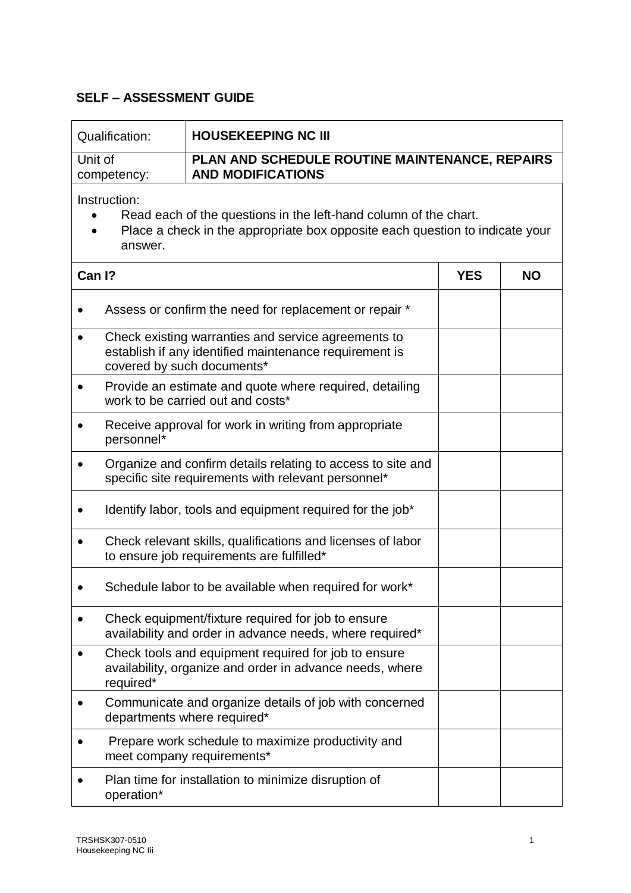## SELF – ASSESSMENT GUIDE

| Qualification: | HOUSEKEEPING NC III |
|---|---|
| Unit of competency: | PLAN AND SCHEDULE ROUTINE MAINTENANCE, REPAIRS AND MODIFICATIONS |

Instruction:

- Read each of the questions in the left-hand column of the chart.
- Place a check in the appropriate box opposite each question to indicate your answer.

| Can I? | YES | NO |
|---|---|---|
| • Assess or confirm the need for replacement or repair * | | |
| • Check existing warranties and service agreements to establish if any identified maintenance requirement is covered by such documents* | | |
| • Provide an estimate and quote where required, detailing work to be carried out and costs* | | |
| • Receive approval for work in writing from appropriate personnel* | | |
| • Organize and confirm details relating to access to site and specific site requirements with relevant personnel* | | |
| • Identify labor, tools and equipment required for the job* | | |
| • Check relevant skills, qualifications and licenses of labor to ensure job requirements are fulfilled* | | |
| • Schedule labor to be available when required for work* | | |
| • Check equipment/fixture required for job to ensure availability and order in advance needs, where required* | | |
| • Check tools and equipment required for job to ensure availability, organize and order in advance needs, where required* | | |
| • Communicate and organize details of job with concerned departments where required* | | |
| • Prepare work schedule to maximize productivity and meet company requirements* | | |
| • Plan time for installation to minimize disruption of operation* | | |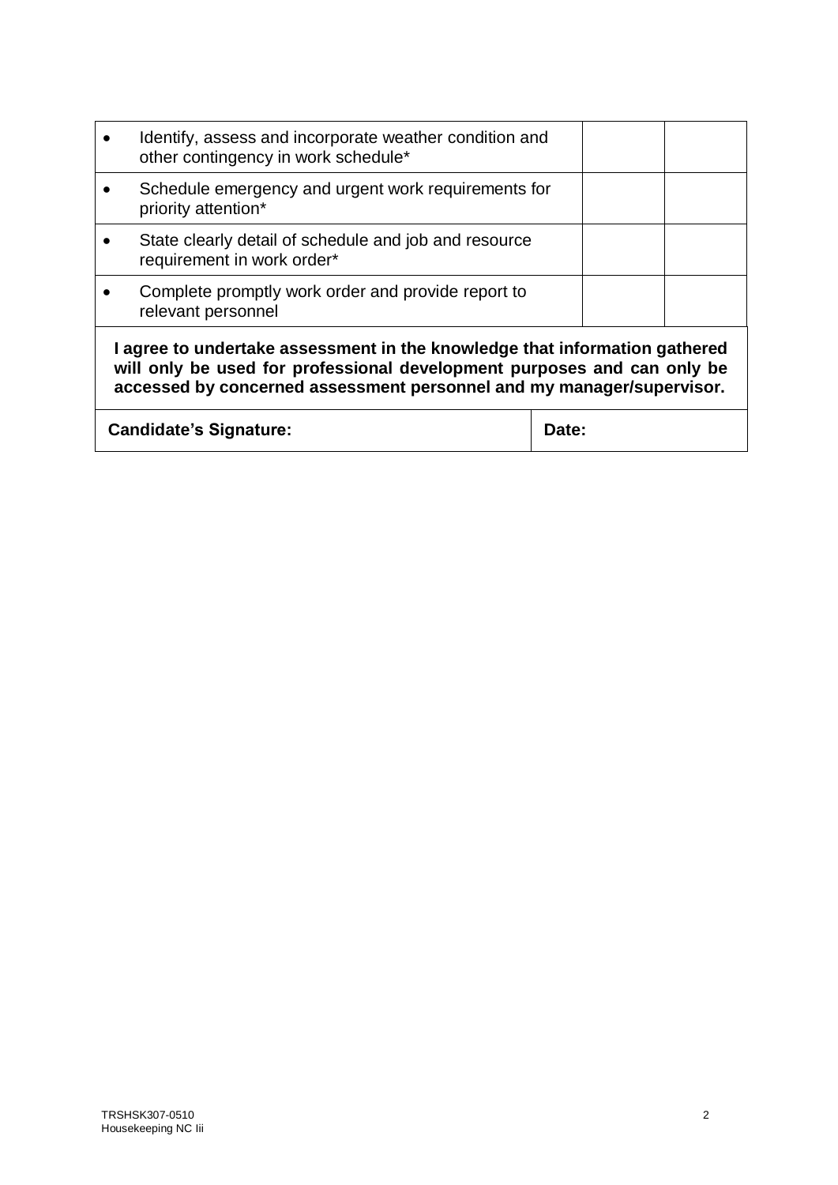| | | |
|---|---|---|
| • Identify, assess and incorporate weather condition and other contingency in work schedule* | | |
| • Schedule emergency and urgent work requirements for priority attention* | | |
| • State clearly detail of schedule and job and resource requirement in work order* | | |
| • Complete promptly work order and provide report to relevant personnel | | |

**I agree to undertake assessment in the knowledge that information gathered will only be used for professional development purposes and can only be accessed by concerned assessment personnel and my manager/supervisor.**

| **Candidate's Signature:** | **Date:** |
|---|---|

TRSHSK307-0510
Housekeeping NC Iii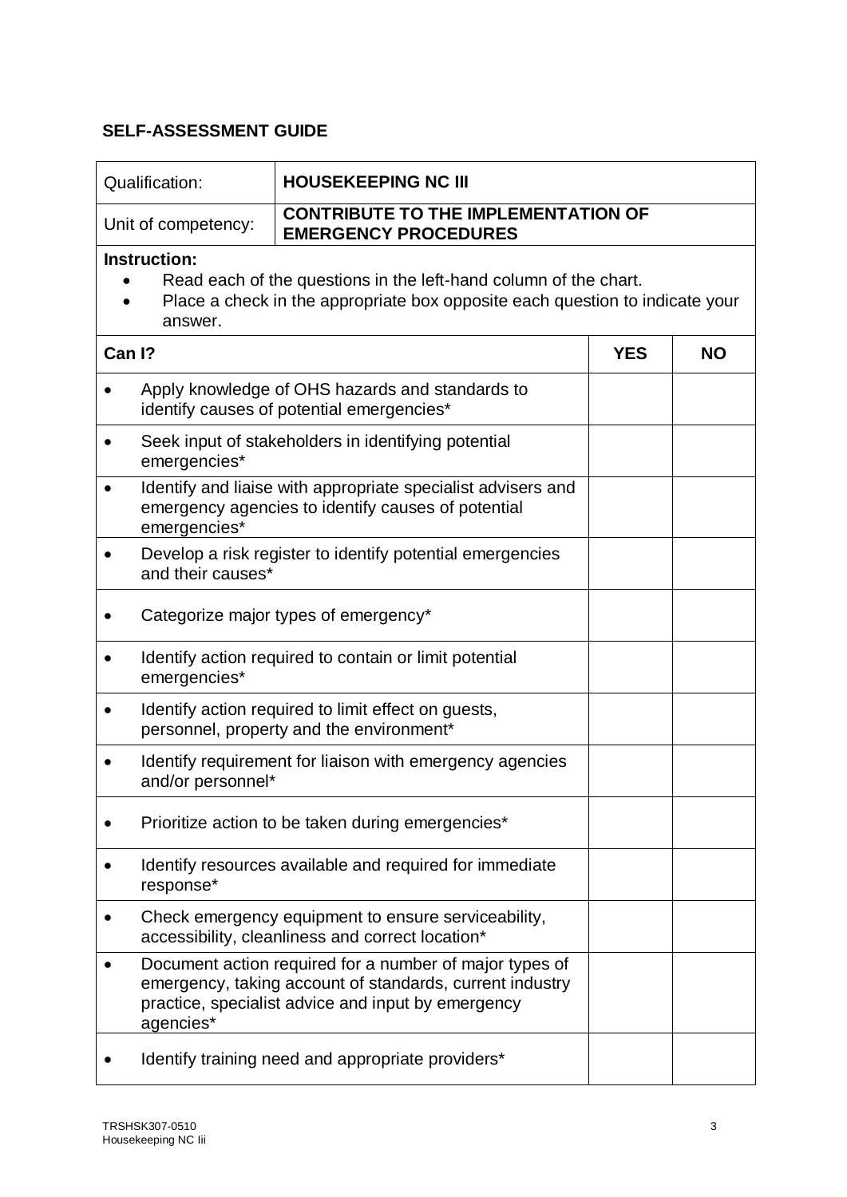## SELF-ASSESSMENT GUIDE

| Qualification: | HOUSEKEEPING NC III |
|---|---|
| Unit of competency: | CONTRIBUTE TO THE IMPLEMENTATION OF EMERGENCY PROCEDURES |

**Instruction:**

- Read each of the questions in the left-hand column of the chart.
- Place a check in the appropriate box opposite each question to indicate your answer.

| Can I? | YES | NO |
|---|---|---|
| • Apply knowledge of OHS hazards and standards to identify causes of potential emergencies* | | |
| • Seek input of stakeholders in identifying potential emergencies* | | |
| • Identify and liaise with appropriate specialist advisers and emergency agencies to identify causes of potential emergencies* | | |
| • Develop a risk register to identify potential emergencies and their causes* | | |
| • Categorize major types of emergency* | | |
| • Identify action required to contain or limit potential emergencies* | | |
| • Identify action required to limit effect on guests, personnel, property and the environment* | | |
| • Identify requirement for liaison with emergency agencies and/or personnel* | | |
| • Prioritize action to be taken during emergencies* | | |
| • Identify resources available and required for immediate response* | | |
| • Check emergency equipment to ensure serviceability, accessibility, cleanliness and correct location* | | |
| • Document action required for a number of major types of emergency, taking account of standards, current industry practice, specialist advice and input by emergency agencies* | | |
| • Identify training need and appropriate providers* | | |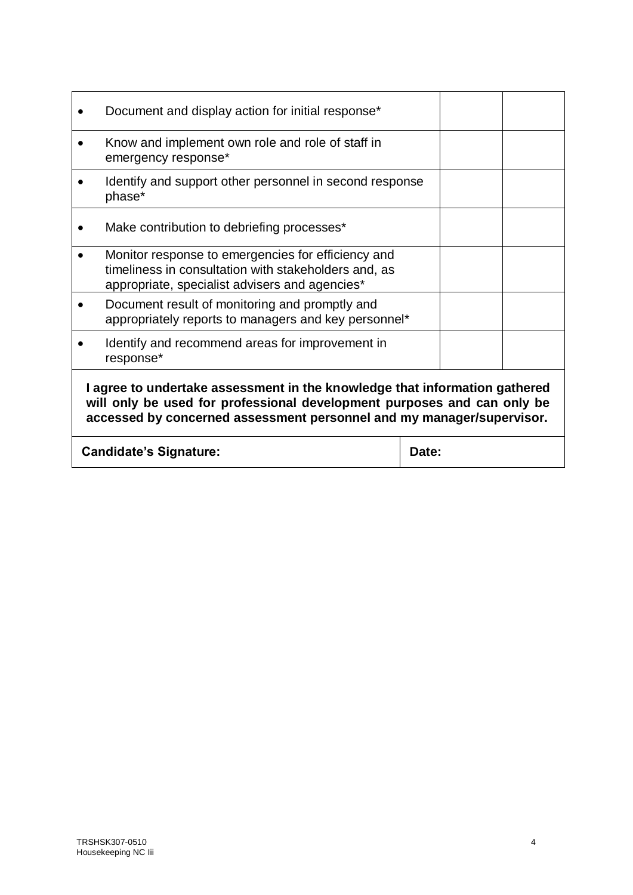| | | |
|---|---|---|
| • Document and display action for initial response* | | |
| • Know and implement own role and role of staff in emergency response* | | |
| • Identify and support other personnel in second response phase* | | |
| • Make contribution to debriefing processes* | | |
| • Monitor response to emergencies for efficiency and timeliness in consultation with stakeholders and, as appropriate, specialist advisers and agencies* | | |
| • Document result of monitoring and promptly and appropriately reports to managers and key personnel* | | |
| • Identify and recommend areas for improvement in response* | | |

**I agree to undertake assessment in the knowledge that information gathered will only be used for professional development purposes and can only be accessed by concerned assessment personnel and my manager/supervisor.**

| **Candidate's Signature:** | **Date:** |
|---|---|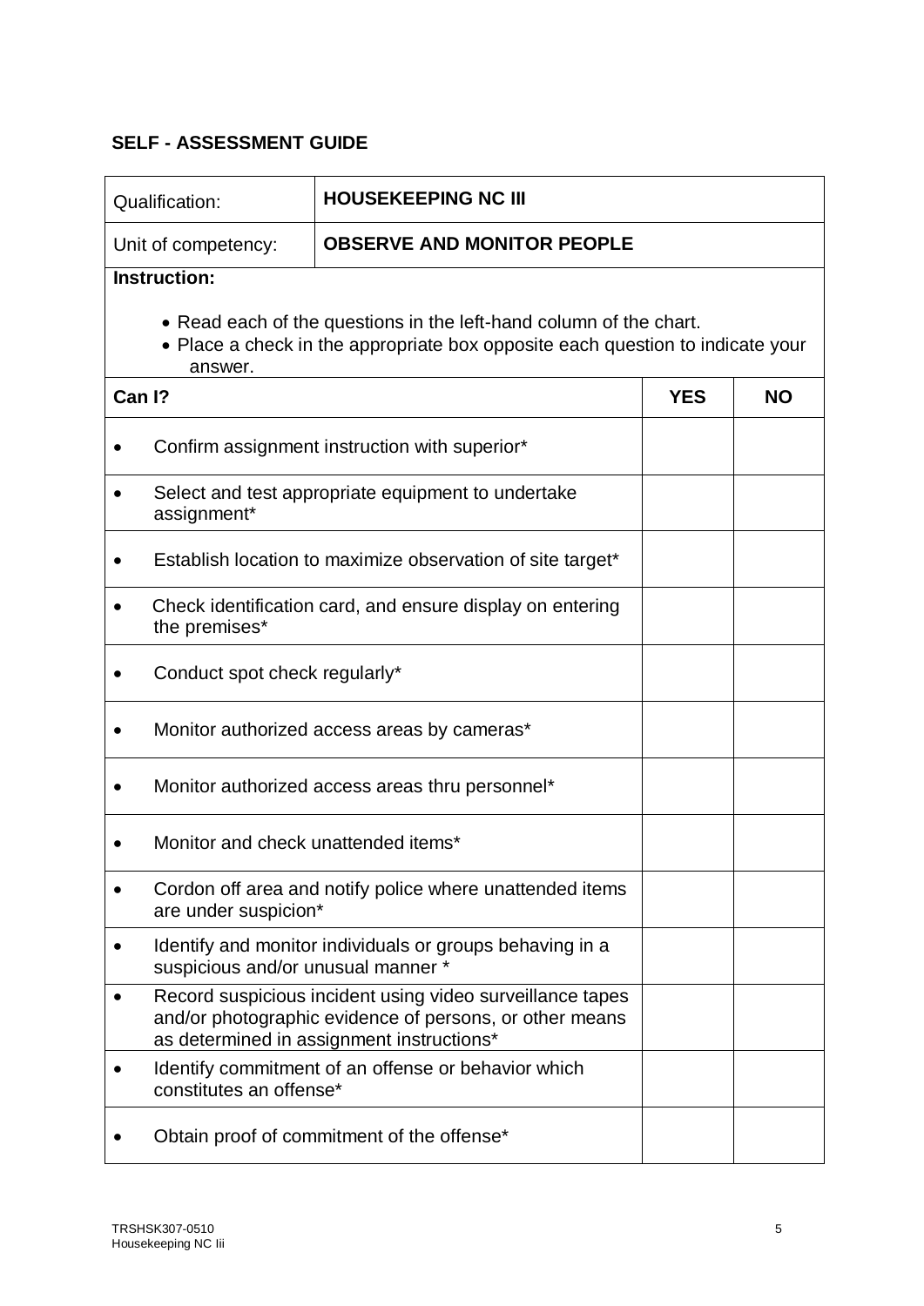## SELF - ASSESSMENT GUIDE

| Qualification: | **HOUSEKEEPING NC III** |
|---|---|
| Unit of competency: | **OBSERVE AND MONITOR PEOPLE** |

**Instruction:**

- Read each of the questions in the left-hand column of the chart.
- Place a check in the appropriate box opposite each question to indicate your answer.

| **Can I?** | **YES** | **NO** |
|---|---|---|
| • Confirm assignment instruction with superior* | | |
| • Select and test appropriate equipment to undertake assignment* | | |
| • Establish location to maximize observation of site target* | | |
| • Check identification card, and ensure display on entering the premises* | | |
| • Conduct spot check regularly* | | |
| • Monitor authorized access areas by cameras* | | |
| • Monitor authorized access areas thru personnel* | | |
| • Monitor and check unattended items* | | |
| • Cordon off area and notify police where unattended items are under suspicion* | | |
| • Identify and monitor individuals or groups behaving in a suspicious and/or unusual manner * | | |
| • Record suspicious incident using video surveillance tapes and/or photographic evidence of persons, or other means as determined in assignment instructions* | | |
| • Identify commitment of an offense or behavior which constitutes an offense* | | |
| • Obtain proof of commitment of the offense* | | |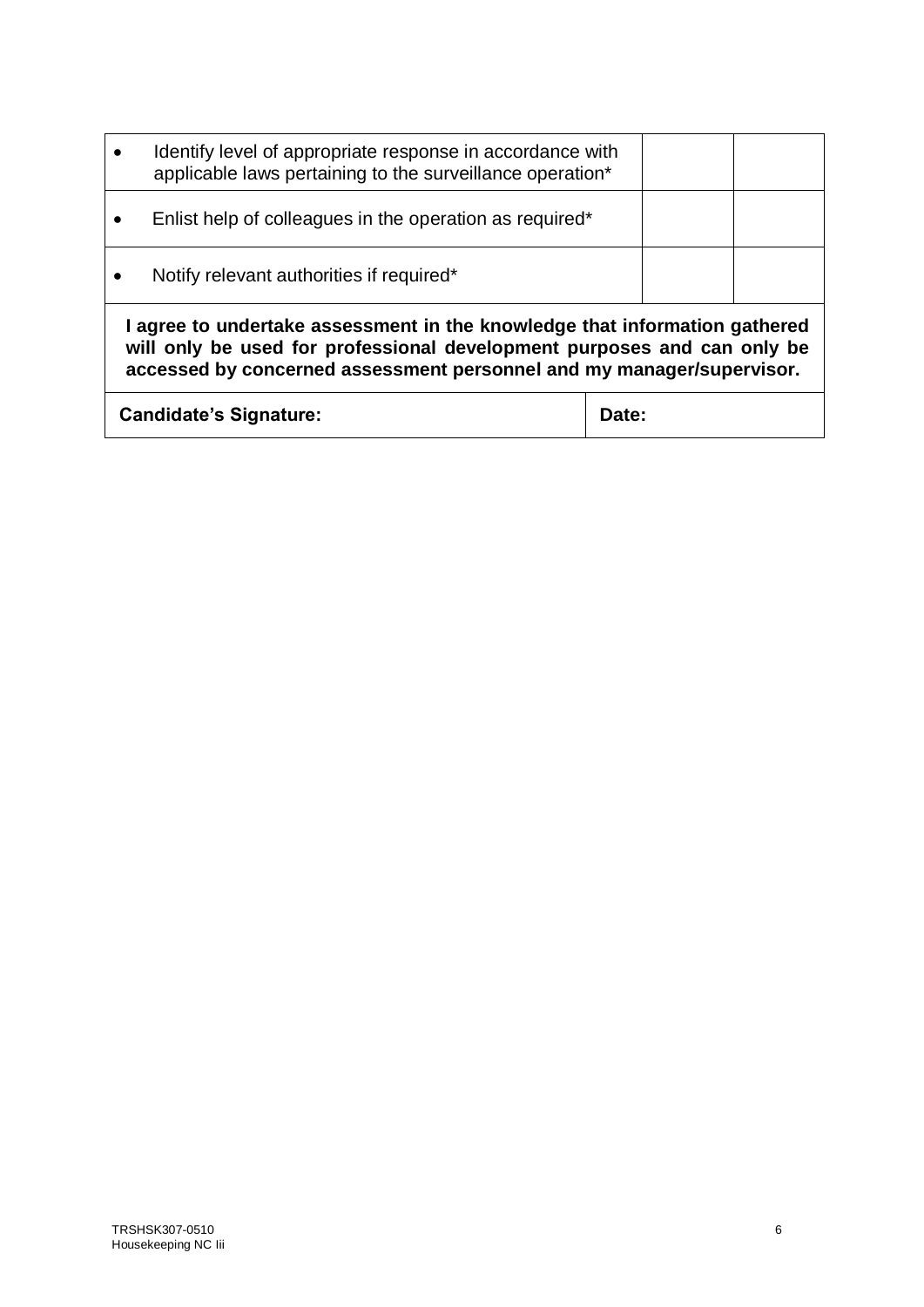| | | |
|---|---|---|
| • Identify level of appropriate response in accordance with applicable laws pertaining to the surveillance operation* | | |
| • Enlist help of colleagues in the operation as required* | | |
| • Notify relevant authorities if required* | | |

**I agree to undertake assessment in the knowledge that information gathered will only be used for professional development purposes and can only be accessed by concerned assessment personnel and my manager/supervisor.**

| **Candidate's Signature:** | **Date:** |
|---|---|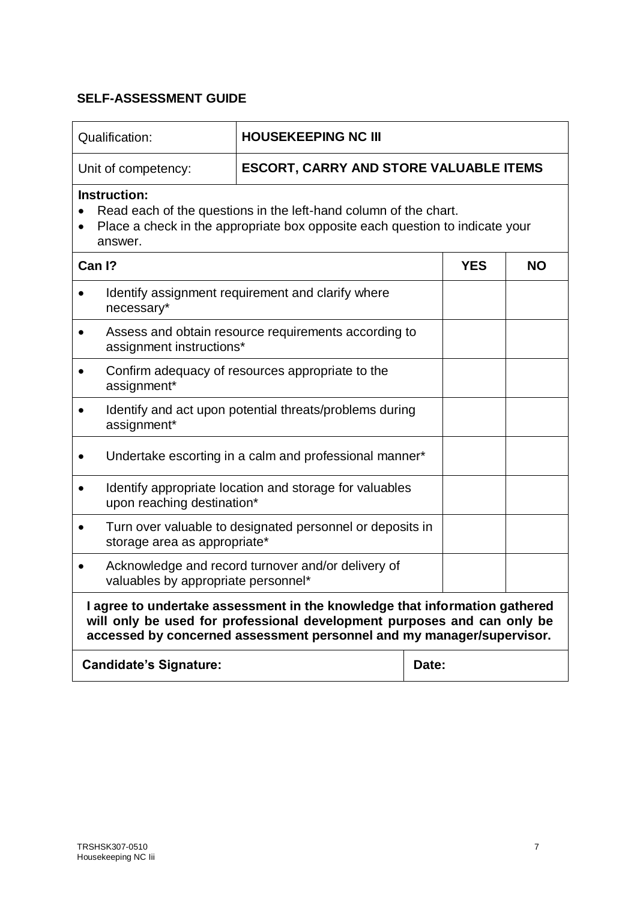**SELF-ASSESSMENT GUIDE**

| | | | |
|---|---|---|---|
| Qualification: | **HOUSEKEEPING NC III** | | |
| Unit of competency: | **ESCORT, CARRY AND STORE VALUABLE ITEMS** | | |
| **Instruction:**<br>• Read each of the questions in the left-hand column of the chart.<br>• Place a check in the appropriate box opposite each question to indicate your answer. | | | |
| **Can I?** | | **YES** | **NO** |
| • Identify assignment requirement and clarify where necessary* | | | |
| • Assess and obtain resource requirements according to assignment instructions* | | | |
| • Confirm adequacy of resources appropriate to the assignment* | | | |
| • Identify and act upon potential threats/problems during assignment* | | | |
| • Undertake escorting in a calm and professional manner* | | | |
| • Identify appropriate location and storage for valuables upon reaching destination* | | | |
| • Turn over valuable to designated personnel or deposits in storage area as appropriate* | | | |
| • Acknowledge and record turnover and/or delivery of valuables by appropriate personnel* | | | |
| **I agree to undertake assessment in the knowledge that information gathered will only be used for professional development purposes and can only be accessed by concerned assessment personnel and my manager/supervisor.** | | | |
| **Candidate's Signature:** | | **Date:** | |